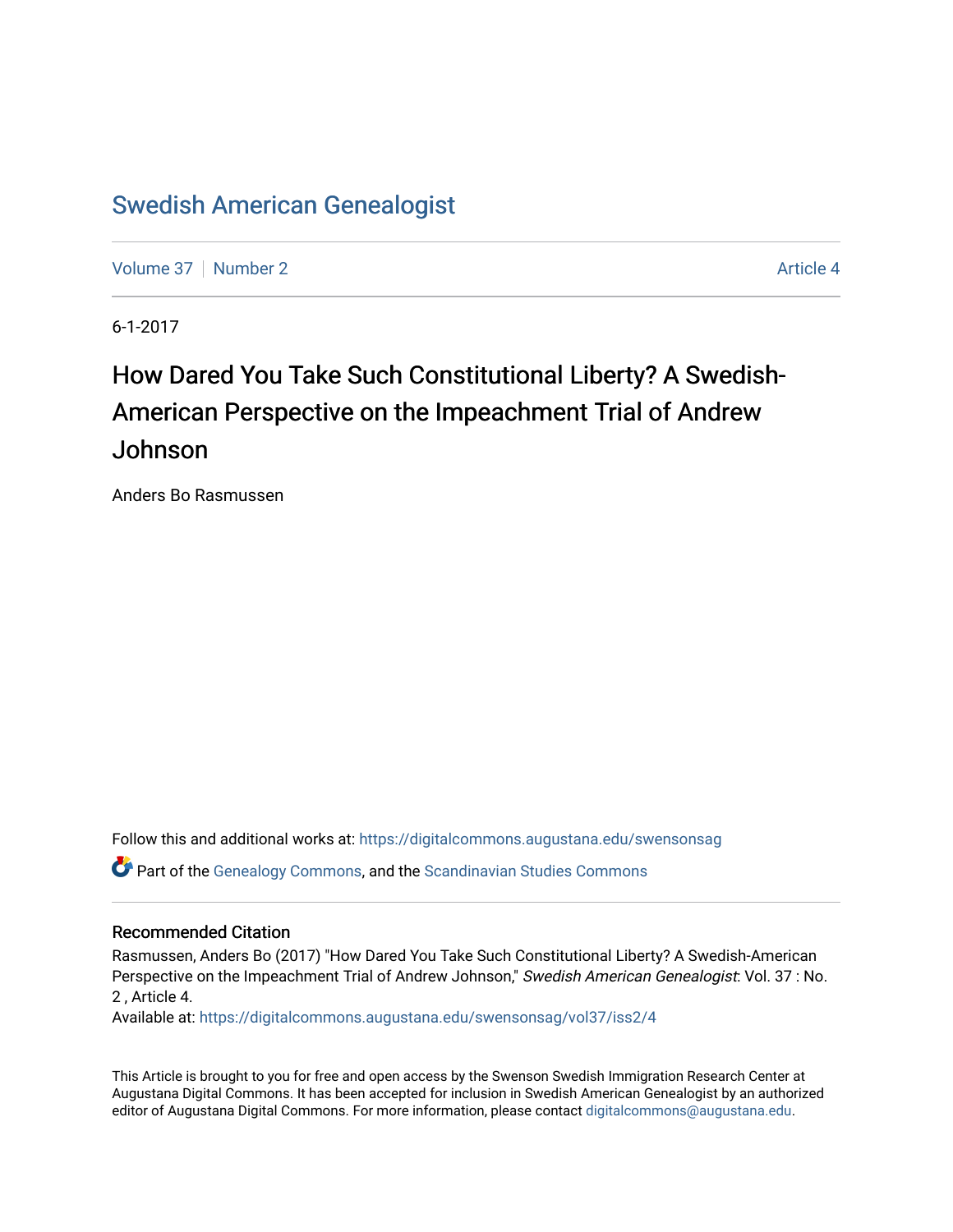# Swedish American Genealogist

Volume 37 | Number 2 | Article 4

6-1-2017

## How Dared You Take Such Constitutional Liberty? A Swedish-American Perspective on the Impeachment Trial of Andrew Johnson

Anders Bo Rasmussen

Follow this and additional works at: https://digitalcommons.augustana.edu/swensonsag

Part of the Genealogy Commons, and the Scandinavian Studies Commons

### Recommended Citation

Rasmussen, Anders Bo (2017) "How Dared You Take Such Constitutional Liberty? A Swedish-American Perspective on the Impeachment Trial of Andrew Johnson," *Swedish American Genealogist*: Vol. 37 : No. 2 , Article 4.
Available at: https://digitalcommons.augustana.edu/swensonsag/vol37/iss2/4

This Article is brought to you for free and open access by the Swenson Swedish Immigration Research Center at Augustana Digital Commons. It has been accepted for inclusion in Swedish American Genealogist by an authorized editor of Augustana Digital Commons. For more information, please contact digitalcommons@augustana.edu.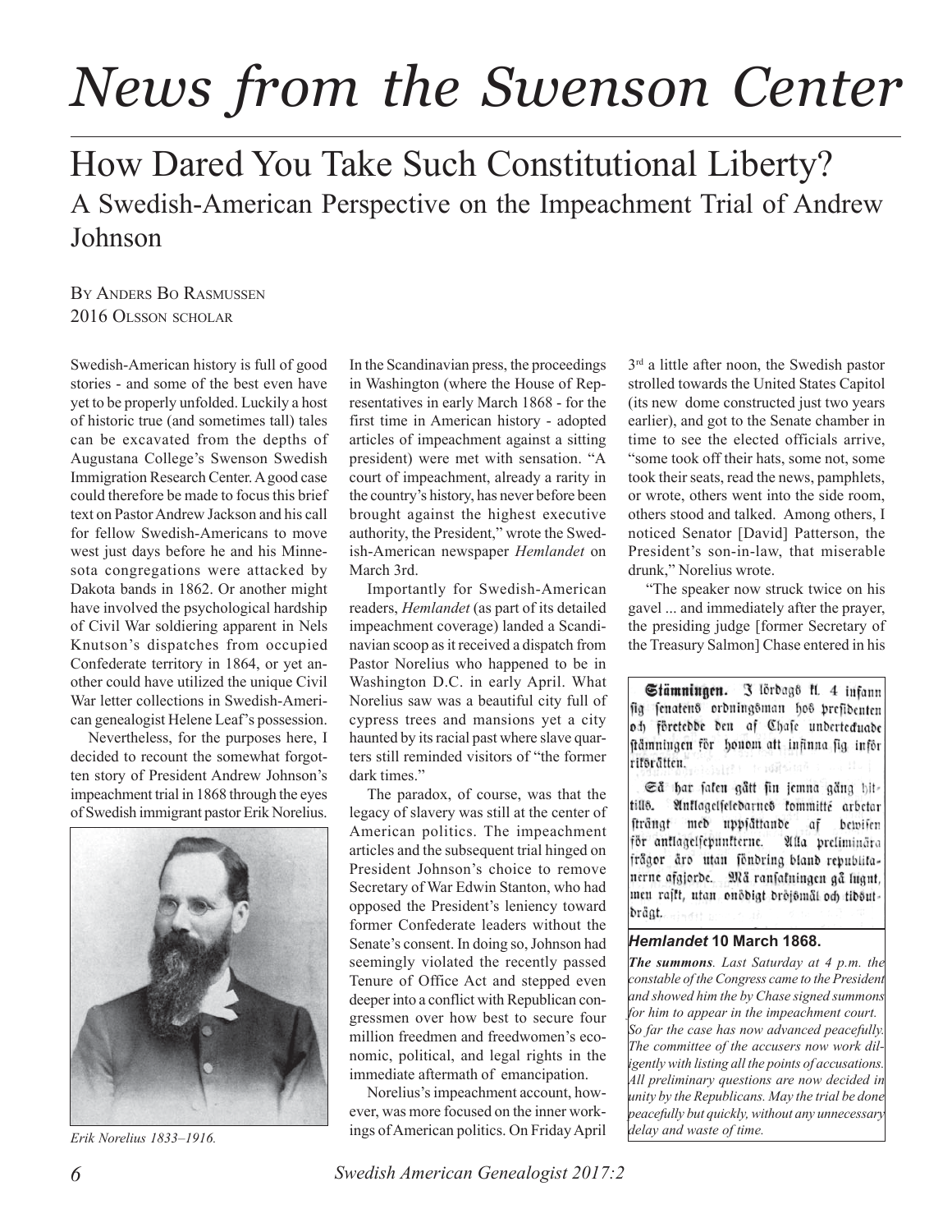# News from the Swenson Center

## How Dared You Take Such Constitutional Liberty?

### A Swedish-American Perspective on the Impeachment Trial of Andrew Johnson

By Anders Bo Rasmussen
2016 Olsson scholar

Swedish-American history is full of good stories - and some of the best even have yet to be properly unfolded. Luckily a host of historic true (and sometimes tall) tales can be excavated from the depths of Augustana College's Swenson Swedish Immigration Research Center. A good case could therefore be made to focus this brief text on Pastor Andrew Jackson and his call for fellow Swedish-Americans to move west just days before he and his Minnesota congregations were attacked by Dakota bands in 1862. Or another might have involved the psychological hardship of Civil War soldiering apparent in Nels Knutson's dispatches from occupied Confederate territory in 1864, or yet another could have utilized the unique Civil War letter collections in Swedish-American genealogist Helene Leaf's possession.

Nevertheless, for the purposes here, I decided to recount the somewhat forgotten story of President Andrew Johnson's impeachment trial in 1868 through the eyes of Swedish immigrant pastor Erik Norelius.

*Erik Norelius 1833–1916.*

In the Scandinavian press, the proceedings in Washington (where the House of Representatives in early March 1868 - for the first time in American history - adopted articles of impeachment against a sitting president) were met with sensation. "A court of impeachment, already a rarity in the country's history, has never before been brought against the highest executive authority, the President," wrote the Swedish-American newspaper *Hemlandet* on March 3rd.

Importantly for Swedish-American readers, *Hemlandet* (as part of its detailed impeachment coverage) landed a Scandinavian scoop as it received a dispatch from Pastor Norelius who happened to be in Washington D.C. in early April. What Norelius saw was a beautiful city full of cypress trees and mansions yet a city haunted by its racial past where slave quarters still reminded visitors of "the former dark times."

The paradox, of course, was that the legacy of slavery was still at the center of American politics. The impeachment articles and the subsequent trial hinged on President Johnson's choice to remove Secretary of War Edwin Stanton, who had opposed the President's leniency toward former Confederate leaders without the Senate's consent. In doing so, Johnson had seemingly violated the recently passed Tenure of Office Act and stepped even deeper into a conflict with Republican congressmen over how best to secure four million freedmen and freedwomen's economic, political, and legal rights in the immediate aftermath of emancipation.

Norelius's impeachment account, however, was more focused on the inner workings of American politics. On Friday April 3rd a little after noon, the Swedish pastor strolled towards the United States Capitol (its new dome constructed just two years earlier), and got to the Senate chamber in time to see the elected officials arrive, "some took off their hats, some not, some took their seats, read the news, pamphlets, or wrote, others went into the side room, others stood and talked. Among others, I noticed Senator [David] Patterson, the President's son-in-law, that miserable drunk," Norelius wrote.

"The speaker now struck twice on his gavel ... and immediately after the prayer, the presiding judge [former Secretary of the Treasury Salmon] Chase entered in his

> **Stämningen.** I lördags kl. 4 infann sig senatens ordningsman hos presidenten och företedde den af Chase undertecknade stämningen för honom att infinna sig inför riksrätten.
>
> Så har saken gått sin jemna gång hittills. Anklagelseledarnes kommitté arbetar strängt med uppsättande af bewisen för anklagelsepunkterne. Alla preliminära frågor äro utan söndring bland republikanerne afgjorde. Må ransakningen gå lugnt, men raskt, utan onödigt dröjsmål och tidsutdrägt.

***Hemlandet* 10 March 1868.**

***The summons**. Last Saturday at 4 p.m. the constable of the Congress came to the President and showed him the by Chase signed summons for him to appear in the impeachment court. So far the case has now advanced peacefully. The committee of the accusers now work diligently with listing all the points of accusations. All preliminary questions are now decided in unity by the Republicans. May the trial be done peacefully but quickly, without any unnecessary delay and waste of time.*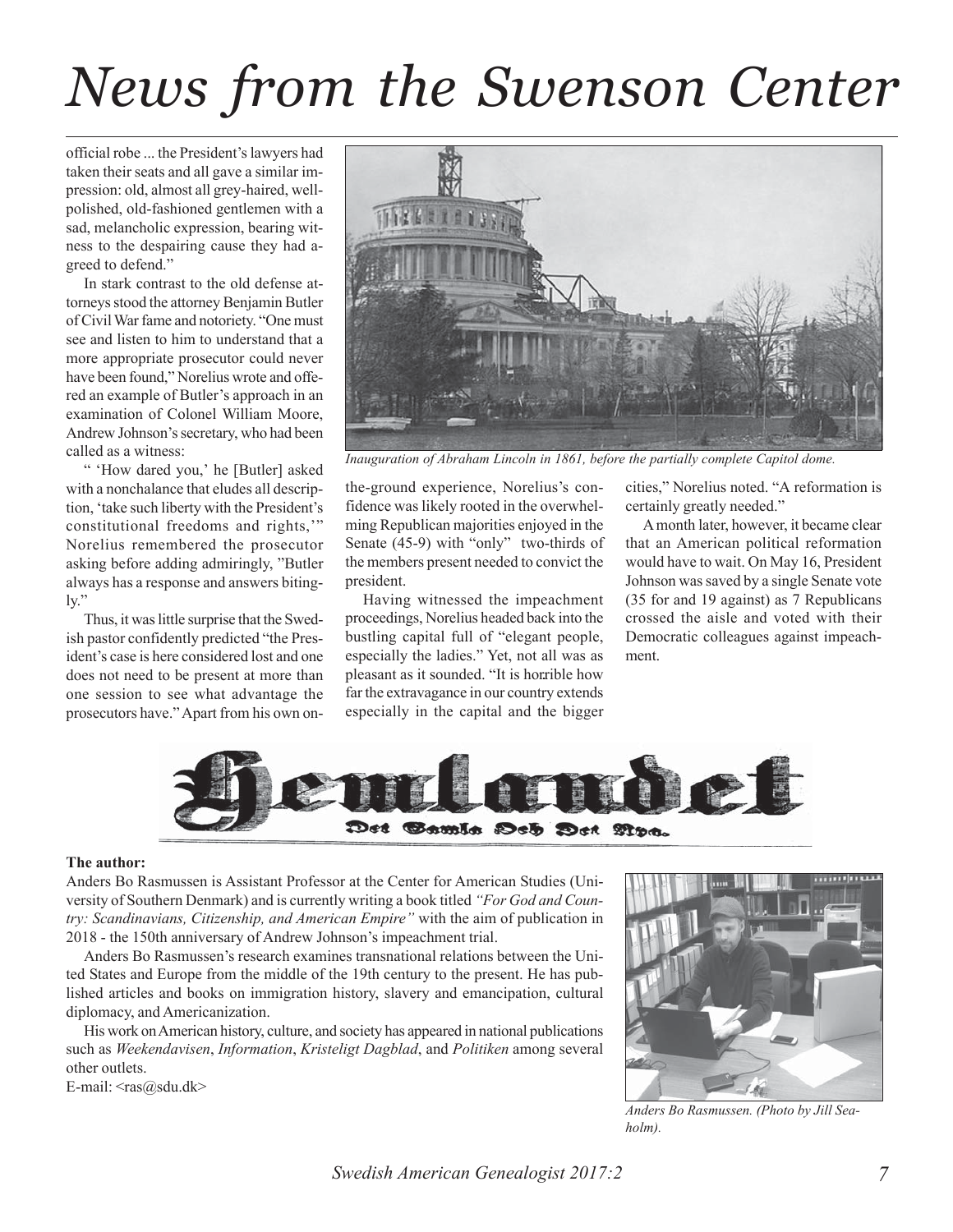official robe ... the President's lawyers had taken their seats and all gave a similar impression: old, almost all grey-haired, well-polished, old-fashioned gentlemen with a sad, melancholic expression, bearing witness to the despairing cause they had agreed to defend."

In stark contrast to the old defense attorneys stood the attorney Benjamin Butler of Civil War fame and notoriety. "One must see and listen to him to understand that a more appropriate prosecutor could never have been found," Norelius wrote and offered an example of Butler's approach in an examination of Colonel William Moore, Andrew Johnson's secretary, who had been called as a witness:

" 'How dared you,' he [Butler] asked with a nonchalance that eludes all description, 'take such liberty with the President's constitutional freedoms and rights,'" Norelius remembered the prosecutor asking before adding admiringly, "Butler always has a response and answers bitingly."

Thus, it was little surprise that the Swedish pastor confidently predicted "the President's case is here considered lost and one does not need to be present at more than one session to see what advantage the prosecutors have." Apart from his own on-the-ground experience, Norelius's confidence was likely rooted in the overwhelming Republican majorities enjoyed in the Senate (45-9) with "only" two-thirds of the members present needed to convict the president.

*Inauguration of Abraham Lincoln in 1861, before the partially complete Capitol dome.*

Having witnessed the impeachment proceedings, Norelius headed back into the bustling capital full of "elegant people, especially the ladies." Yet, not all was as pleasant as it sounded. "It is horrible how far the extravagance in our country extends especially in the capital and the bigger cities," Norelius noted. "A reformation is certainly greatly needed."

A month later, however, it became clear that an American political reformation would have to wait. On May 16, President Johnson was saved by a single Senate vote (35 for and 19 against) as 7 Republicans crossed the aisle and voted with their Democratic colleagues against impeachment.

Hemlandet
Det Gamla Och Det Nya.

**The author:**

Anders Bo Rasmussen is Assistant Professor at the Center for American Studies (University of Southern Denmark) and is currently writing a book titled *"For God and Country: Scandinavians, Citizenship, and American Empire"* with the aim of publication in 2018 - the 150th anniversary of Andrew Johnson's impeachment trial.

Anders Bo Rasmussen's research examines transnational relations between the United States and Europe from the middle of the 19th century to the present. He has published articles and books on immigration history, slavery and emancipation, cultural diplomacy, and Americanization.

His work on American history, culture, and society has appeared in national publications such as *Weekendavisen*, *Information*, *Kristeligt Dagblad*, and *Politiken* among several other outlets.

E-mail: <ras@sdu.dk>

*Anders Bo Rasmussen. (Photo by Jill Seaholm).*